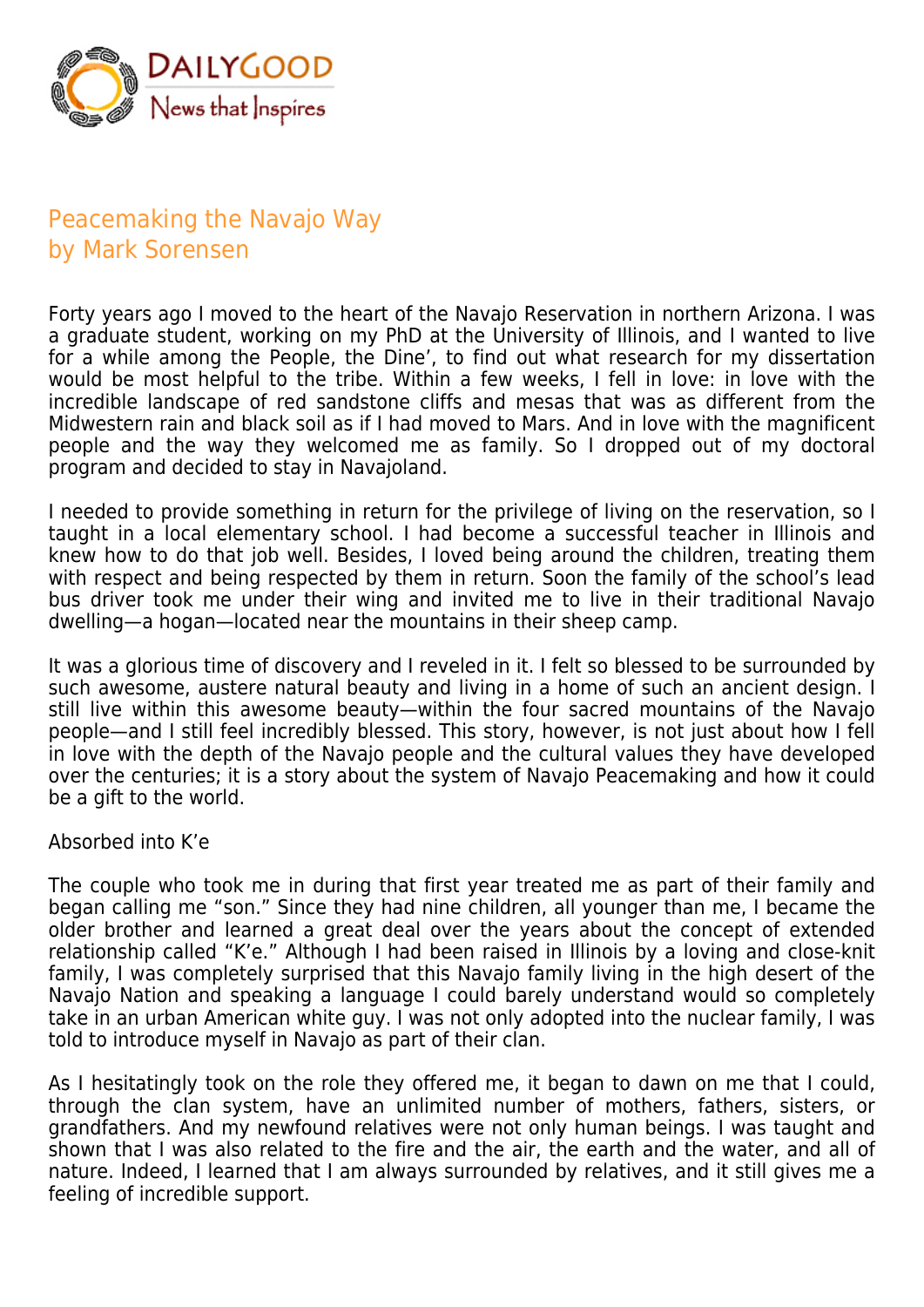# Peacemaking the Navajo Way
## by Mark Sorensen

Forty years ago I moved to the heart of the Navajo Reservation in northern Arizona. I was a graduate student, working on my PhD at the University of Illinois, and I wanted to live for a while among the People, the Dine', to find out what research for my dissertation would be most helpful to the tribe. Within a few weeks, I fell in love: in love with the incredible landscape of red sandstone cliffs and mesas that was as different from the Midwestern rain and black soil as if I had moved to Mars. And in love with the magnificent people and the way they welcomed me as family. So I dropped out of my doctoral program and decided to stay in Navajoland.

I needed to provide something in return for the privilege of living on the reservation, so I taught in a local elementary school. I had become a successful teacher in Illinois and knew how to do that job well. Besides, I loved being around the children, treating them with respect and being respected by them in return. Soon the family of the school's lead bus driver took me under their wing and invited me to live in their traditional Navajo dwelling—a hogan—located near the mountains in their sheep camp.

It was a glorious time of discovery and I reveled in it. I felt so blessed to be surrounded by such awesome, austere natural beauty and living in a home of such an ancient design. I still live within this awesome beauty—within the four sacred mountains of the Navajo people—and I still feel incredibly blessed. This story, however, is not just about how I fell in love with the depth of the Navajo people and the cultural values they have developed over the centuries; it is a story about the system of Navajo Peacemaking and how it could be a gift to the world.

### Absorbed into K'e

The couple who took me in during that first year treated me as part of their family and began calling me "son." Since they had nine children, all younger than me, I became the older brother and learned a great deal over the years about the concept of extended relationship called "K'e." Although I had been raised in Illinois by a loving and close-knit family, I was completely surprised that this Navajo family living in the high desert of the Navajo Nation and speaking a language I could barely understand would so completely take in an urban American white guy. I was not only adopted into the nuclear family, I was told to introduce myself in Navajo as part of their clan.

As I hesitatingly took on the role they offered me, it began to dawn on me that I could, through the clan system, have an unlimited number of mothers, fathers, sisters, or grandfathers. And my newfound relatives were not only human beings. I was taught and shown that I was also related to the fire and the air, the earth and the water, and all of nature. Indeed, I learned that I am always surrounded by relatives, and it still gives me a feeling of incredible support.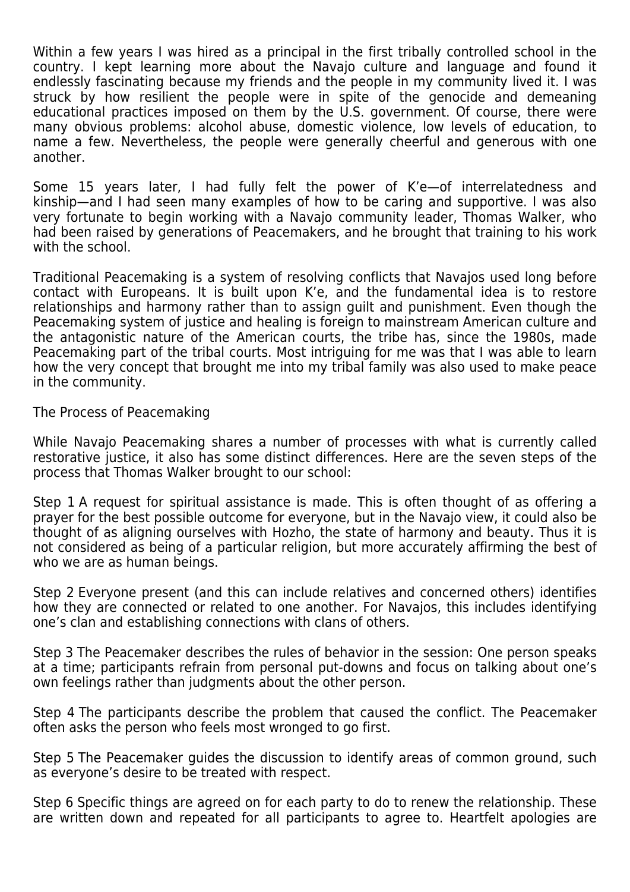Within a few years I was hired as a principal in the first tribally controlled school in the country. I kept learning more about the Navajo culture and language and found it endlessly fascinating because my friends and the people in my community lived it. I was struck by how resilient the people were in spite of the genocide and demeaning educational practices imposed on them by the U.S. government. Of course, there were many obvious problems: alcohol abuse, domestic violence, low levels of education, to name a few. Nevertheless, the people were generally cheerful and generous with one another.

Some 15 years later, I had fully felt the power of K'e—of interrelatedness and kinship—and I had seen many examples of how to be caring and supportive. I was also very fortunate to begin working with a Navajo community leader, Thomas Walker, who had been raised by generations of Peacemakers, and he brought that training to his work with the school.

Traditional Peacemaking is a system of resolving conflicts that Navajos used long before contact with Europeans. It is built upon K'e, and the fundamental idea is to restore relationships and harmony rather than to assign guilt and punishment. Even though the Peacemaking system of justice and healing is foreign to mainstream American culture and the antagonistic nature of the American courts, the tribe has, since the 1980s, made Peacemaking part of the tribal courts. Most intriguing for me was that I was able to learn how the very concept that brought me into my tribal family was also used to make peace in the community.

## The Process of Peacemaking

While Navajo Peacemaking shares a number of processes with what is currently called restorative justice, it also has some distinct differences. Here are the seven steps of the process that Thomas Walker brought to our school:

Step 1 A request for spiritual assistance is made. This is often thought of as offering a prayer for the best possible outcome for everyone, but in the Navajo view, it could also be thought of as aligning ourselves with Hozho, the state of harmony and beauty. Thus it is not considered as being of a particular religion, but more accurately affirming the best of who we are as human beings.

Step 2 Everyone present (and this can include relatives and concerned others) identifies how they are connected or related to one another. For Navajos, this includes identifying one's clan and establishing connections with clans of others.

Step 3 The Peacemaker describes the rules of behavior in the session: One person speaks at a time; participants refrain from personal put-downs and focus on talking about one's own feelings rather than judgments about the other person.

Step 4 The participants describe the problem that caused the conflict. The Peacemaker often asks the person who feels most wronged to go first.

Step 5 The Peacemaker guides the discussion to identify areas of common ground, such as everyone's desire to be treated with respect.

Step 6 Specific things are agreed on for each party to do to renew the relationship. These are written down and repeated for all participants to agree to. Heartfelt apologies are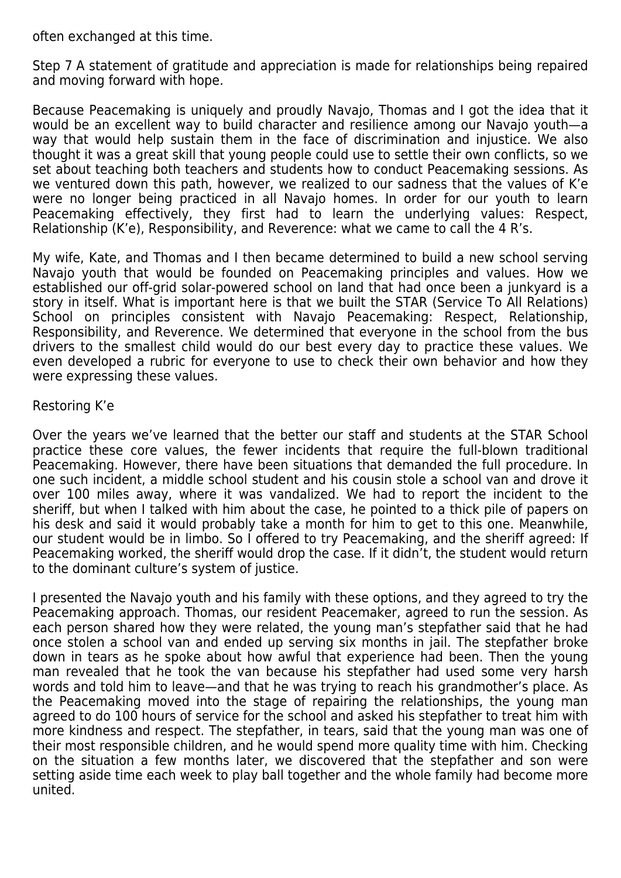often exchanged at this time.

Step 7 A statement of gratitude and appreciation is made for relationships being repaired and moving forward with hope.

Because Peacemaking is uniquely and proudly Navajo, Thomas and I got the idea that it would be an excellent way to build character and resilience among our Navajo youth—a way that would help sustain them in the face of discrimination and injustice. We also thought it was a great skill that young people could use to settle their own conflicts, so we set about teaching both teachers and students how to conduct Peacemaking sessions. As we ventured down this path, however, we realized to our sadness that the values of K'e were no longer being practiced in all Navajo homes. In order for our youth to learn Peacemaking effectively, they first had to learn the underlying values: Respect, Relationship (K'e), Responsibility, and Reverence: what we came to call the 4 R's.

My wife, Kate, and Thomas and I then became determined to build a new school serving Navajo youth that would be founded on Peacemaking principles and values. How we established our off-grid solar-powered school on land that had once been a junkyard is a story in itself. What is important here is that we built the STAR (Service To All Relations) School on principles consistent with Navajo Peacemaking: Respect, Relationship, Responsibility, and Reverence. We determined that everyone in the school from the bus drivers to the smallest child would do our best every day to practice these values. We even developed a rubric for everyone to use to check their own behavior and how they were expressing these values.

## Restoring K'e

Over the years we've learned that the better our staff and students at the STAR School practice these core values, the fewer incidents that require the full-blown traditional Peacemaking. However, there have been situations that demanded the full procedure. In one such incident, a middle school student and his cousin stole a school van and drove it over 100 miles away, where it was vandalized. We had to report the incident to the sheriff, but when I talked with him about the case, he pointed to a thick pile of papers on his desk and said it would probably take a month for him to get to this one. Meanwhile, our student would be in limbo. So I offered to try Peacemaking, and the sheriff agreed: If Peacemaking worked, the sheriff would drop the case. If it didn't, the student would return to the dominant culture's system of justice.

I presented the Navajo youth and his family with these options, and they agreed to try the Peacemaking approach. Thomas, our resident Peacemaker, agreed to run the session. As each person shared how they were related, the young man's stepfather said that he had once stolen a school van and ended up serving six months in jail. The stepfather broke down in tears as he spoke about how awful that experience had been. Then the young man revealed that he took the van because his stepfather had used some very harsh words and told him to leave—and that he was trying to reach his grandmother's place. As the Peacemaking moved into the stage of repairing the relationships, the young man agreed to do 100 hours of service for the school and asked his stepfather to treat him with more kindness and respect. The stepfather, in tears, said that the young man was one of their most responsible children, and he would spend more quality time with him. Checking on the situation a few months later, we discovered that the stepfather and son were setting aside time each week to play ball together and the whole family had become more united.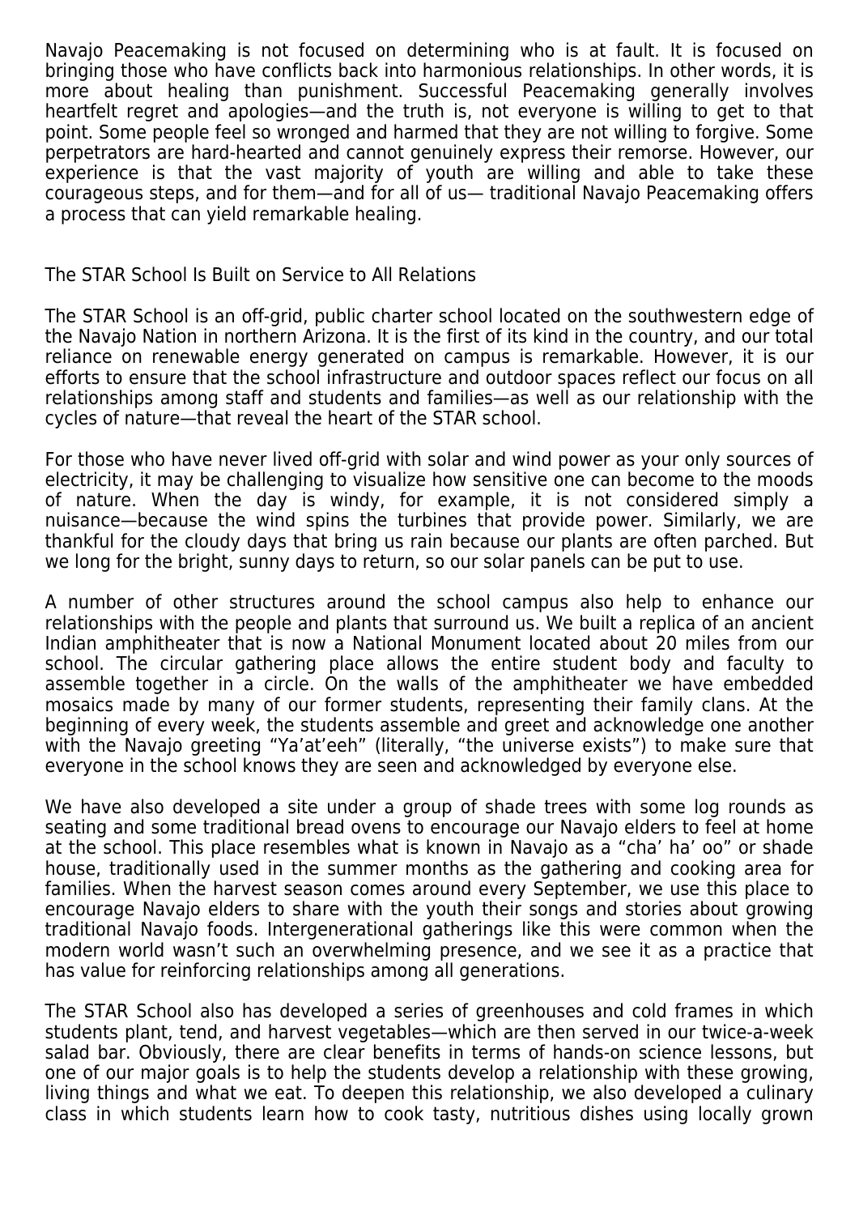Navajo Peacemaking is not focused on determining who is at fault. It is focused on bringing those who have conflicts back into harmonious relationships. In other words, it is more about healing than punishment. Successful Peacemaking generally involves heartfelt regret and apologies—and the truth is, not everyone is willing to get to that point. Some people feel so wronged and harmed that they are not willing to forgive. Some perpetrators are hard-hearted and cannot genuinely express their remorse. However, our experience is that the vast majority of youth are willing and able to take these courageous steps, and for them—and for all of us— traditional Navajo Peacemaking offers a process that can yield remarkable healing.

## The STAR School Is Built on Service to All Relations

The STAR School is an off-grid, public charter school located on the southwestern edge of the Navajo Nation in northern Arizona. It is the first of its kind in the country, and our total reliance on renewable energy generated on campus is remarkable. However, it is our efforts to ensure that the school infrastructure and outdoor spaces reflect our focus on all relationships among staff and students and families—as well as our relationship with the cycles of nature—that reveal the heart of the STAR school.

For those who have never lived off-grid with solar and wind power as your only sources of electricity, it may be challenging to visualize how sensitive one can become to the moods of nature. When the day is windy, for example, it is not considered simply a nuisance—because the wind spins the turbines that provide power. Similarly, we are thankful for the cloudy days that bring us rain because our plants are often parched. But we long for the bright, sunny days to return, so our solar panels can be put to use.

A number of other structures around the school campus also help to enhance our relationships with the people and plants that surround us. We built a replica of an ancient Indian amphitheater that is now a National Monument located about 20 miles from our school. The circular gathering place allows the entire student body and faculty to assemble together in a circle. On the walls of the amphitheater we have embedded mosaics made by many of our former students, representing their family clans. At the beginning of every week, the students assemble and greet and acknowledge one another with the Navajo greeting "Ya'at'eeh" (literally, "the universe exists") to make sure that everyone in the school knows they are seen and acknowledged by everyone else.

We have also developed a site under a group of shade trees with some log rounds as seating and some traditional bread ovens to encourage our Navajo elders to feel at home at the school. This place resembles what is known in Navajo as a "cha' ha' oo" or shade house, traditionally used in the summer months as the gathering and cooking area for families. When the harvest season comes around every September, we use this place to encourage Navajo elders to share with the youth their songs and stories about growing traditional Navajo foods. Intergenerational gatherings like this were common when the modern world wasn't such an overwhelming presence, and we see it as a practice that has value for reinforcing relationships among all generations.

The STAR School also has developed a series of greenhouses and cold frames in which students plant, tend, and harvest vegetables—which are then served in our twice-a-week salad bar. Obviously, there are clear benefits in terms of hands-on science lessons, but one of our major goals is to help the students develop a relationship with these growing, living things and what we eat. To deepen this relationship, we also developed a culinary class in which students learn how to cook tasty, nutritious dishes using locally grown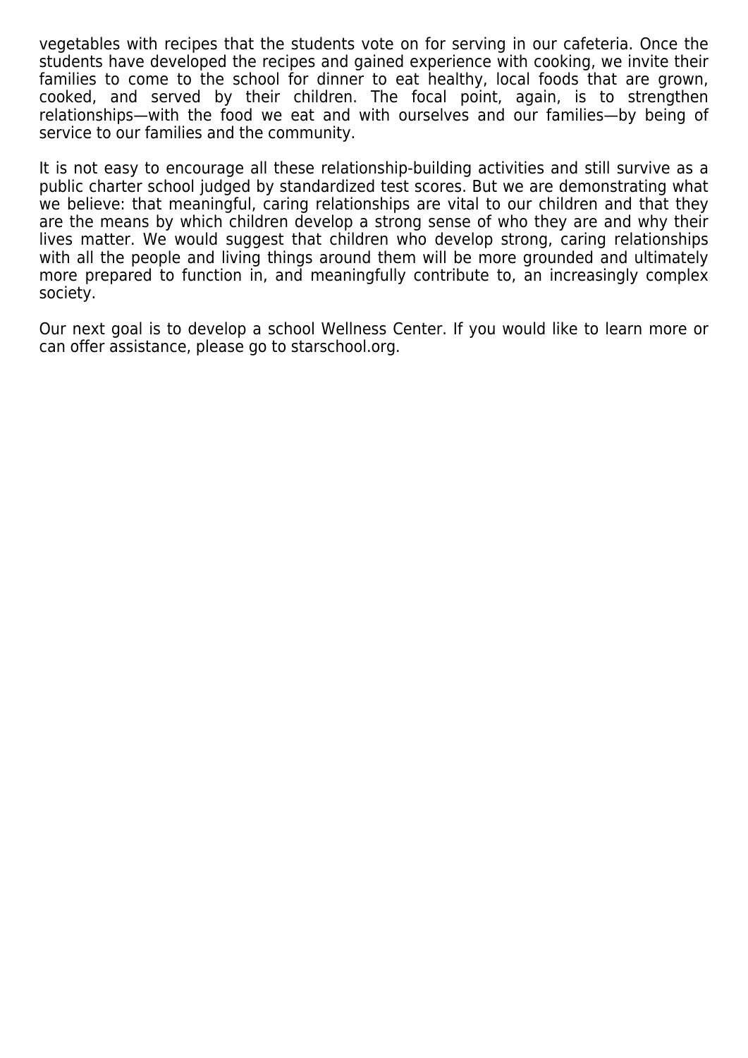vegetables with recipes that the students vote on for serving in our cafeteria. Once the students have developed the recipes and gained experience with cooking, we invite their families to come to the school for dinner to eat healthy, local foods that are grown, cooked, and served by their children. The focal point, again, is to strengthen relationships—with the food we eat and with ourselves and our families—by being of service to our families and the community.

It is not easy to encourage all these relationship-building activities and still survive as a public charter school judged by standardized test scores. But we are demonstrating what we believe: that meaningful, caring relationships are vital to our children and that they are the means by which children develop a strong sense of who they are and why their lives matter. We would suggest that children who develop strong, caring relationships with all the people and living things around them will be more grounded and ultimately more prepared to function in, and meaningfully contribute to, an increasingly complex society.

Our next goal is to develop a school Wellness Center. If you would like to learn more or can offer assistance, please go to starschool.org.